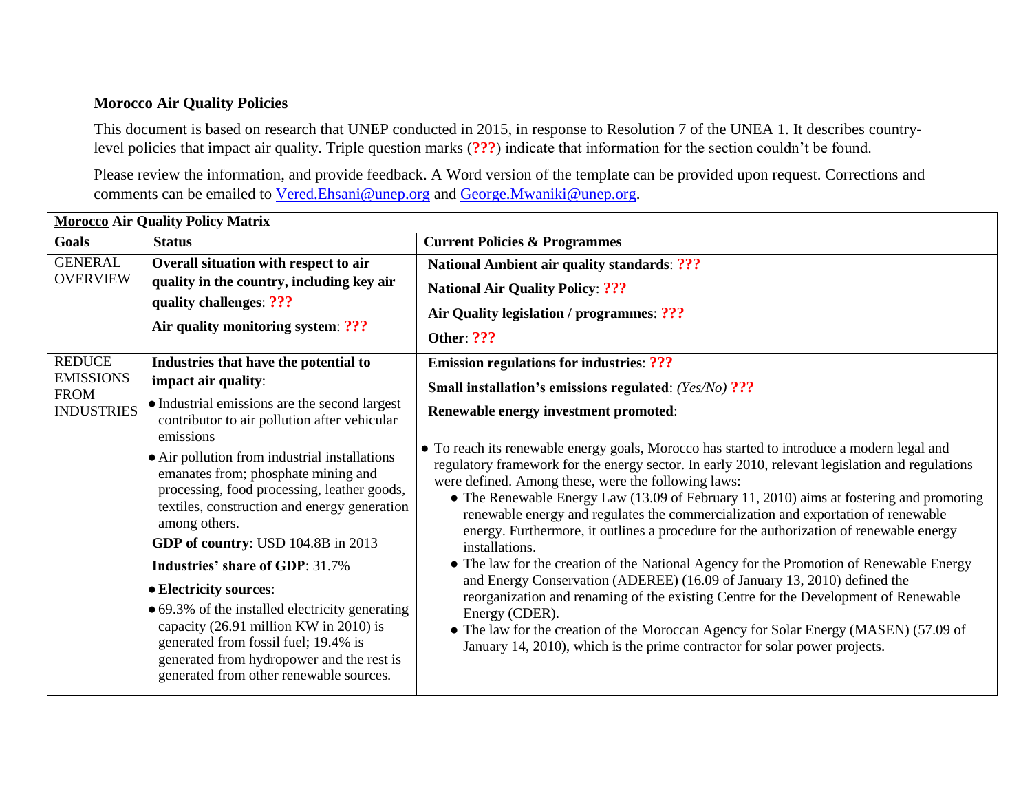**Morocco Air Quality Policies**

This document is based on research that UNEP conducted in 2015, in response to Resolution 7 of the UNEA 1. It describes country-level policies that impact air quality. Triple question marks (**???**) indicate that information for the section couldn't be found.

Please review the information, and provide feedback. A Word version of the template can be provided upon request. Corrections and comments can be emailed to [Vered.Ehsani@unep.org](mailto:Vered.Ehsani@unep.org) and [George.Mwaniki@unep.org](mailto:George.Mwaniki@unep.org).

| **Morocco Air Quality Policy Matrix** | | |
|---|---|---|
| **Goals** | **Status** | **Current Policies & Programmes** |
| GENERAL OVERVIEW | **Overall situation with respect to air quality in the country, including key air quality challenges**: **???**<br><br>**Air quality monitoring system**: **???** | **National Ambient air quality standards**: **???**<br><br>**National Air Quality Policy**: **???**<br><br>**Air Quality legislation / programmes**: **???**<br><br>**Other**: **???** |
| REDUCE EMISSIONS FROM INDUSTRIES | **Industries that have the potential to impact air quality**:<br>• Industrial emissions are the second largest contributor to air pollution after vehicular emissions<br>• Air pollution from industrial installations emanates from; phosphate mining and processing, food processing, leather goods, textiles, construction and energy generation among others.<br><br>**GDP of country**: USD 104.8B in 2013<br><br>**Industries' share of GDP**: 31.7%<br><br>• **Electricity sources**:<br>• 69.3% of the installed electricity generating capacity (26.91 million KW in 2010) is generated from fossil fuel; 19.4% is generated from hydropower and the rest is generated from other renewable sources. | **Emission regulations for industries**: **???**<br><br>**Small installation's emissions regulated**: *(Yes/No)* **???**<br><br>**Renewable energy investment promoted**:<br><br>• To reach its renewable energy goals, Morocco has started to introduce a modern legal and regulatory framework for the energy sector. In early 2010, relevant legislation and regulations were defined. Among these, were the following laws:<br>  • The Renewable Energy Law (13.09 of February 11, 2010) aims at fostering and promoting renewable energy and regulates the commercialization and exportation of renewable energy. Furthermore, it outlines a procedure for the authorization of renewable energy installations.<br>  • The law for the creation of the National Agency for the Promotion of Renewable Energy and Energy Conservation (ADEREE) (16.09 of January 13, 2010) defined the reorganization and renaming of the existing Centre for the Development of Renewable Energy (CDER).<br>  • The law for the creation of the Moroccan Agency for Solar Energy (MASEN) (57.09 of January 14, 2010), which is the prime contractor for solar power projects. |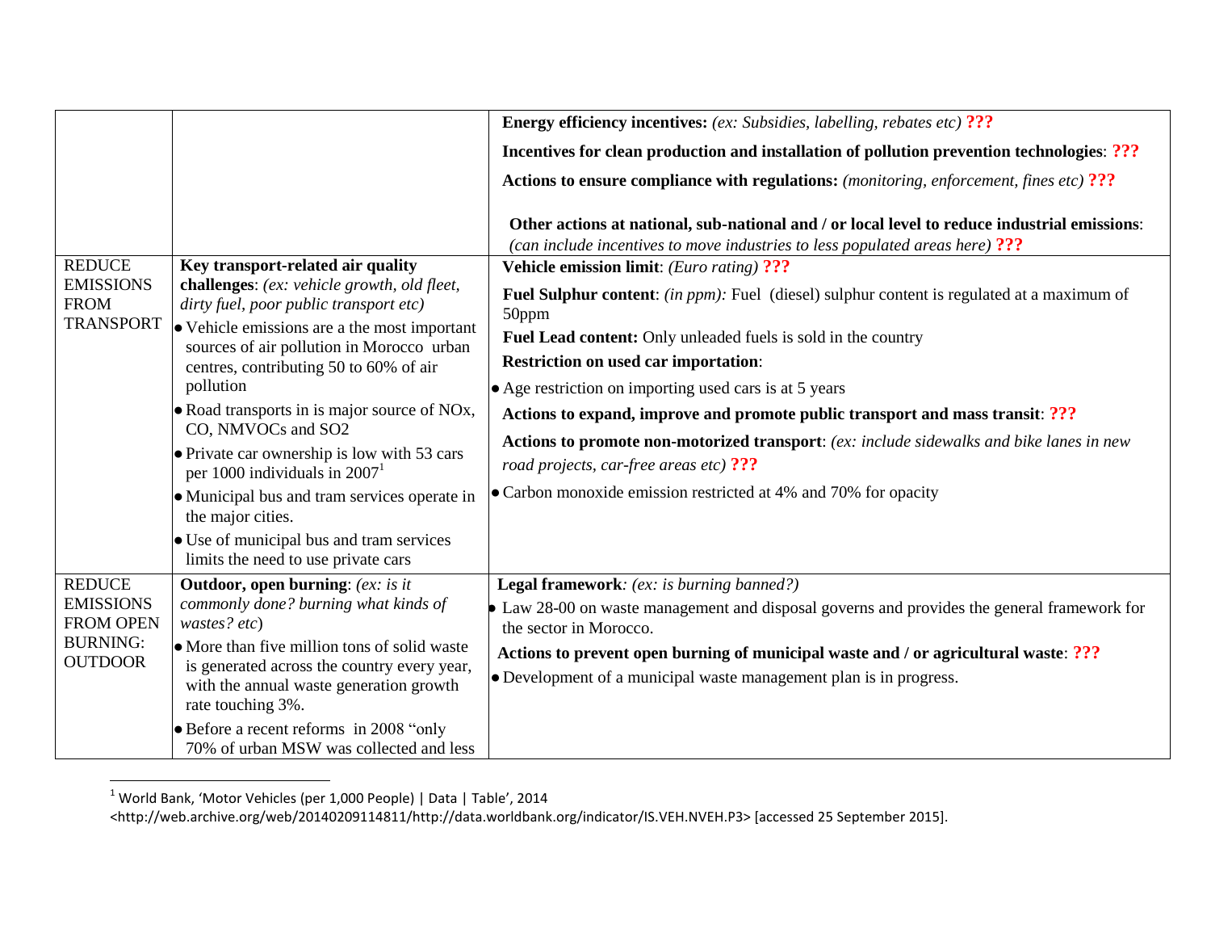| | | |
|---|---|---|
| | | **Energy efficiency incentives:** *(ex: Subsidies, labelling, rebates etc)* **???**<br><br>**Incentives for clean production and installation of pollution prevention technologies**: **???**<br><br>**Actions to ensure compliance with regulations:** *(monitoring, enforcement, fines etc)* **???**<br><br>**Other actions at national, sub-national and / or local level to reduce industrial emissions**: *(can include incentives to move industries to less populated areas here)* **???** |
| REDUCE EMISSIONS FROM TRANSPORT | **Key transport-related air quality challenges**: *(ex: vehicle growth, old fleet, dirty fuel, poor public transport etc)*<br>• Vehicle emissions are a the most important sources of air pollution in Morocco urban centres, contributing 50 to 60% of air pollution<br>• Road transports in is major source of NOx, CO, NMVOCs and SO2<br>• Private car ownership is low with 53 cars per 1000 individuals in 2007[1]<br>• Municipal bus and tram services operate in the major cities.<br>• Use of municipal bus and tram services limits the need to use private cars | **Vehicle emission limit**: *(Euro rating)* **???**<br><br>**Fuel Sulphur content**: *(in ppm):* Fuel (diesel) sulphur content is regulated at a maximum of 50ppm<br><br>**Fuel Lead content:** Only unleaded fuels is sold in the country<br><br>**Restriction on used car importation**:<br>• Age restriction on importing used cars is at 5 years<br><br>**Actions to expand, improve and promote public transport and mass transit**: **???**<br><br>**Actions to promote non-motorized transport**: *(ex: include sidewalks and bike lanes in new road projects, car-free areas etc)* **???**<br>• Carbon monoxide emission restricted at 4% and 70% for opacity |
| REDUCE EMISSIONS FROM OPEN BURNING: OUTDOOR | **Outdoor, open burning**: *(ex: is it commonly done? burning what kinds of wastes? etc)*<br>• More than five million tons of solid waste is generated across the country every year, with the annual waste generation growth rate touching 3%.<br>• Before a recent reforms in 2008 "only 70% of urban MSW was collected and less | **Legal framework***: (ex: is burning banned?)*<br>• Law 28-00 on waste management and disposal governs and provides the general framework for the sector in Morocco.<br><br>**Actions to prevent open burning of municipal waste and / or agricultural waste**: **???**<br>• Development of a municipal waste management plan is in progress. |

[1] World Bank, 'Motor Vehicles (per 1,000 People) | Data | Table', 2014 <http://web.archive.org/web/20140209114811/http://data.worldbank.org/indicator/IS.VEH.NVEH.P3> [accessed 25 September 2015].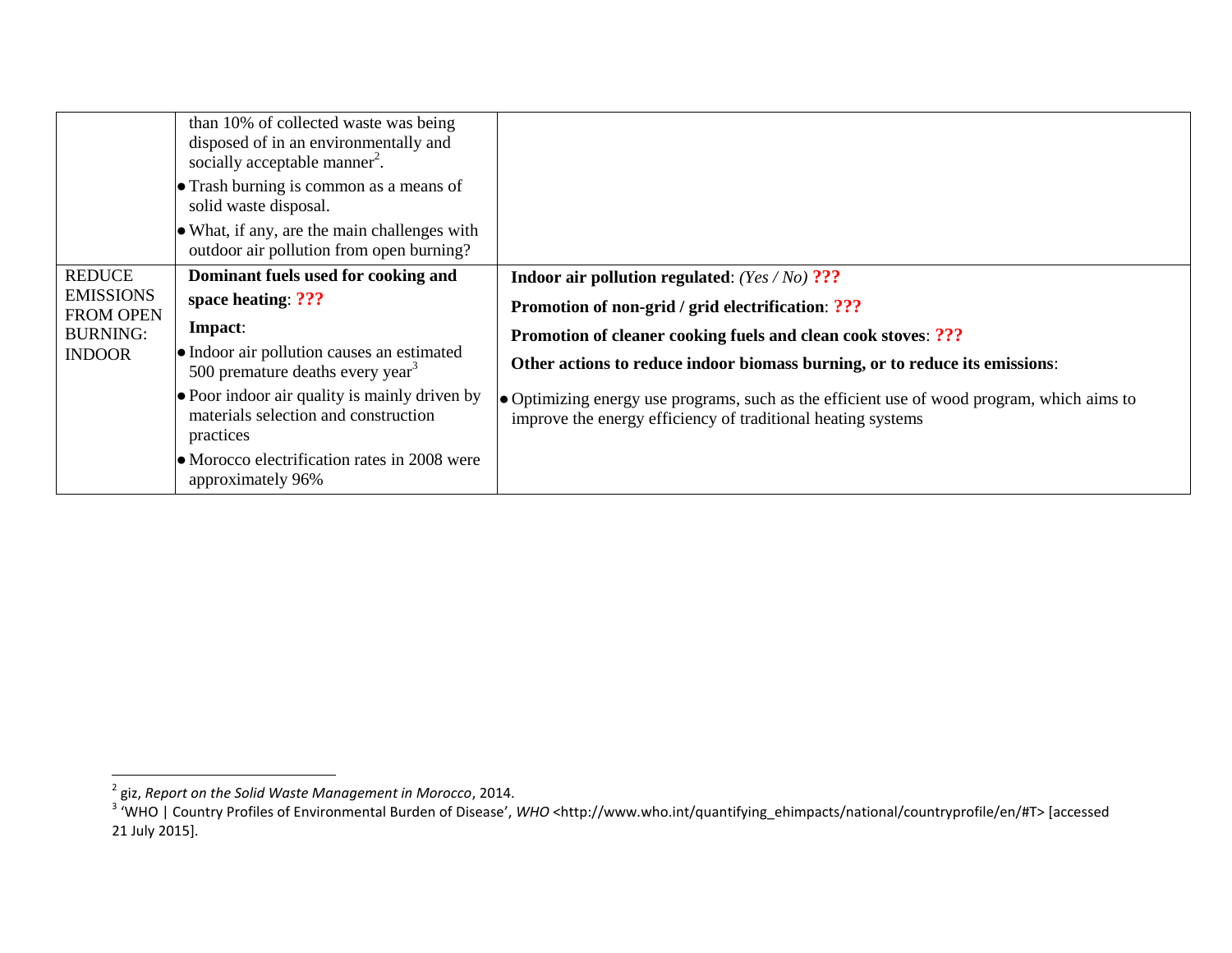| | | |
|---|---|---|
| | than 10% of collected waste was being disposed of in an environmentally and socially acceptable manner[2].<br>• Trash burning is common as a means of solid waste disposal.<br>• What, if any, are the main challenges with outdoor air pollution from open burning? | |
| REDUCE EMISSIONS FROM OPEN BURNING: INDOOR | **Dominant fuels used for cooking and space heating**: **???**<br>**Impact**:<br>• Indoor air pollution causes an estimated 500 premature deaths every year[3]<br>• Poor indoor air quality is mainly driven by materials selection and construction practices<br>• Morocco electrification rates in 2008 were approximately 96% | **Indoor air pollution regulated**: *(Yes / No)* **???**<br>**Promotion of non-grid / grid electrification**: **???**<br>**Promotion of cleaner cooking fuels and clean cook stoves**: **???**<br>**Other actions to reduce indoor biomass burning, or to reduce its emissions**:<br>• Optimizing energy use programs, such as the efficient use of wood program, which aims to improve the energy efficiency of traditional heating systems |

[2] giz, *Report on the Solid Waste Management in Morocco*, 2014.

[3] 'WHO | Country Profiles of Environmental Burden of Disease', *WHO* <http://www.who.int/quantifying_ehimpacts/national/countryprofile/en/#T> [accessed 21 July 2015].